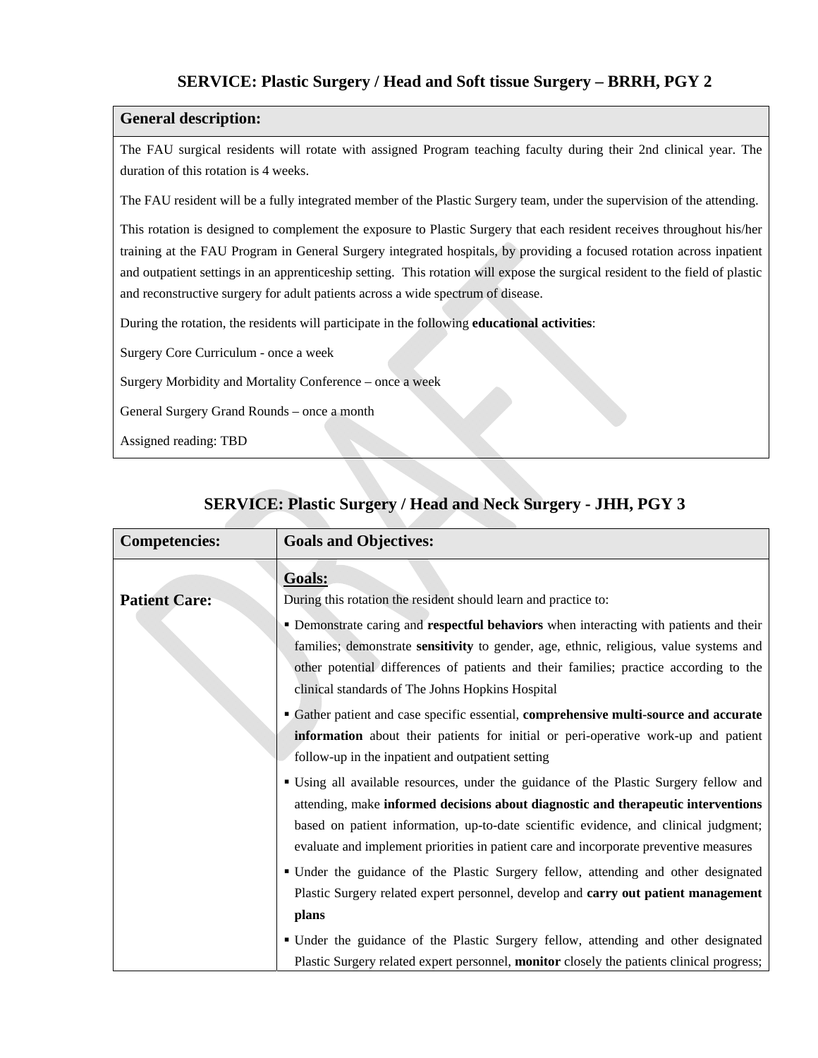## SERVICE: Plastic Surgery / Head and Soft tissue Surgery – BRRH, PGY 2

| **General description:** |
|---|
| The FAU surgical residents will rotate with assigned Program teaching faculty during their 2nd clinical year. The duration of this rotation is 4 weeks.<br><br>The FAU resident will be a fully integrated member of the Plastic Surgery team, under the supervision of the attending.<br><br>This rotation is designed to complement the exposure to Plastic Surgery that each resident receives throughout his/her training at the FAU Program in General Surgery integrated hospitals, by providing a focused rotation across inpatient and outpatient settings in an apprenticeship setting. This rotation will expose the surgical resident to the field of plastic and reconstructive surgery for adult patients across a wide spectrum of disease.<br><br>During the rotation, the residents will participate in the following **educational activities**:<br><br>Surgery Core Curriculum - once a week<br><br>Surgery Morbidity and Mortality Conference – once a week<br><br>General Surgery Grand Rounds – once a month<br><br>Assigned reading: TBD |

## SERVICE: Plastic Surgery / Head and Neck Surgery - JHH, PGY 3

| **Competencies:** | **Goals and Objectives:** |
|---|---|
| **Patient Care:** | **Goals:**<br>During this rotation the resident should learn and practice to:<br>▪ Demonstrate caring and **respectful behaviors** when interacting with patients and their families; demonstrate **sensitivity** to gender, age, ethnic, religious, value systems and other potential differences of patients and their families; practice according to the clinical standards of The Johns Hopkins Hospital<br>▪ Gather patient and case specific essential, **comprehensive multi-source and accurate information** about their patients for initial or peri-operative work-up and patient follow-up in the inpatient and outpatient setting<br>▪ Using all available resources, under the guidance of the Plastic Surgery fellow and attending, make **informed decisions about diagnostic and therapeutic interventions** based on patient information, up-to-date scientific evidence, and clinical judgment; evaluate and implement priorities in patient care and incorporate preventive measures<br>▪ Under the guidance of the Plastic Surgery fellow, attending and other designated Plastic Surgery related expert personnel, develop and **carry out patient management plans**<br>▪ Under the guidance of the Plastic Surgery fellow, attending and other designated Plastic Surgery related expert personnel, **monitor** closely the patients clinical progress; |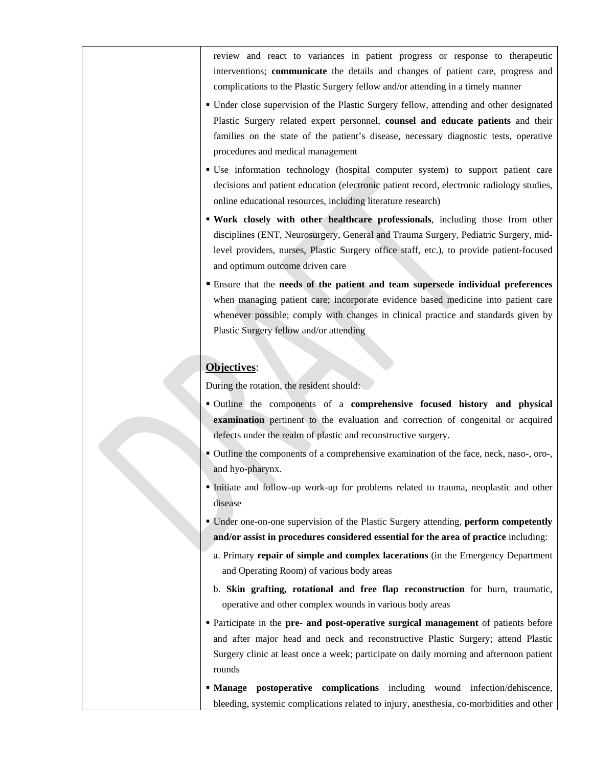| | review and react to variances in patient progress or response to therapeutic interventions; **communicate** the details and changes of patient care, progress and complications to the Plastic Surgery fellow and/or attending in a timely manner<br>▪ Under close supervision of the Plastic Surgery fellow, attending and other designated Plastic Surgery related expert personnel, **counsel and educate patients** and their families on the state of the patient's disease, necessary diagnostic tests, operative procedures and medical management<br>▪ Use information technology (hospital computer system) to support patient care decisions and patient education (electronic patient record, electronic radiology studies, online educational resources, including literature research)<br>▪ **Work closely with other healthcare professionals**, including those from other disciplines (ENT, Neurosurgery, General and Trauma Surgery, Pediatric Surgery, mid-level providers, nurses, Plastic Surgery office staff, etc.), to provide patient-focused and optimum outcome driven care<br>▪ Ensure that the **needs of the patient and team supersede individual preferences** when managing patient care; incorporate evidence based medicine into patient care whenever possible; comply with changes in clinical practice and standards given by Plastic Surgery fellow and/or attending<br><br>**<u>Objectives</u>**:<br>During the rotation, the resident should:<br>▪ Outline the components of a **comprehensive focused history and physical examination** pertinent to the evaluation and correction of congenital or acquired defects under the realm of plastic and reconstructive surgery.<br>▪ Outline the components of a comprehensive examination of the face, neck, naso-, oro-, and hyo-pharynx.<br>▪ Initiate and follow-up work-up for problems related to trauma, neoplastic and other disease<br>▪ Under one-on-one supervision of the Plastic Surgery attending, **perform competently and/or assist in procedures considered essential for the area of practice** including:<br>a. Primary **repair of simple and complex lacerations** (in the Emergency Department and Operating Room) of various body areas<br>b. **Skin grafting, rotational and free flap reconstruction** for burn, traumatic, operative and other complex wounds in various body areas<br>▪ Participate in the **pre- and post-operative surgical management** of patients before and after major head and neck and reconstructive Plastic Surgery; attend Plastic Surgery clinic at least once a week; participate on daily morning and afternoon patient rounds<br>▪ **Manage postoperative complications** including wound infection/dehiscence, bleeding, systemic complications related to injury, anesthesia, co-morbidities and other |
|---|---|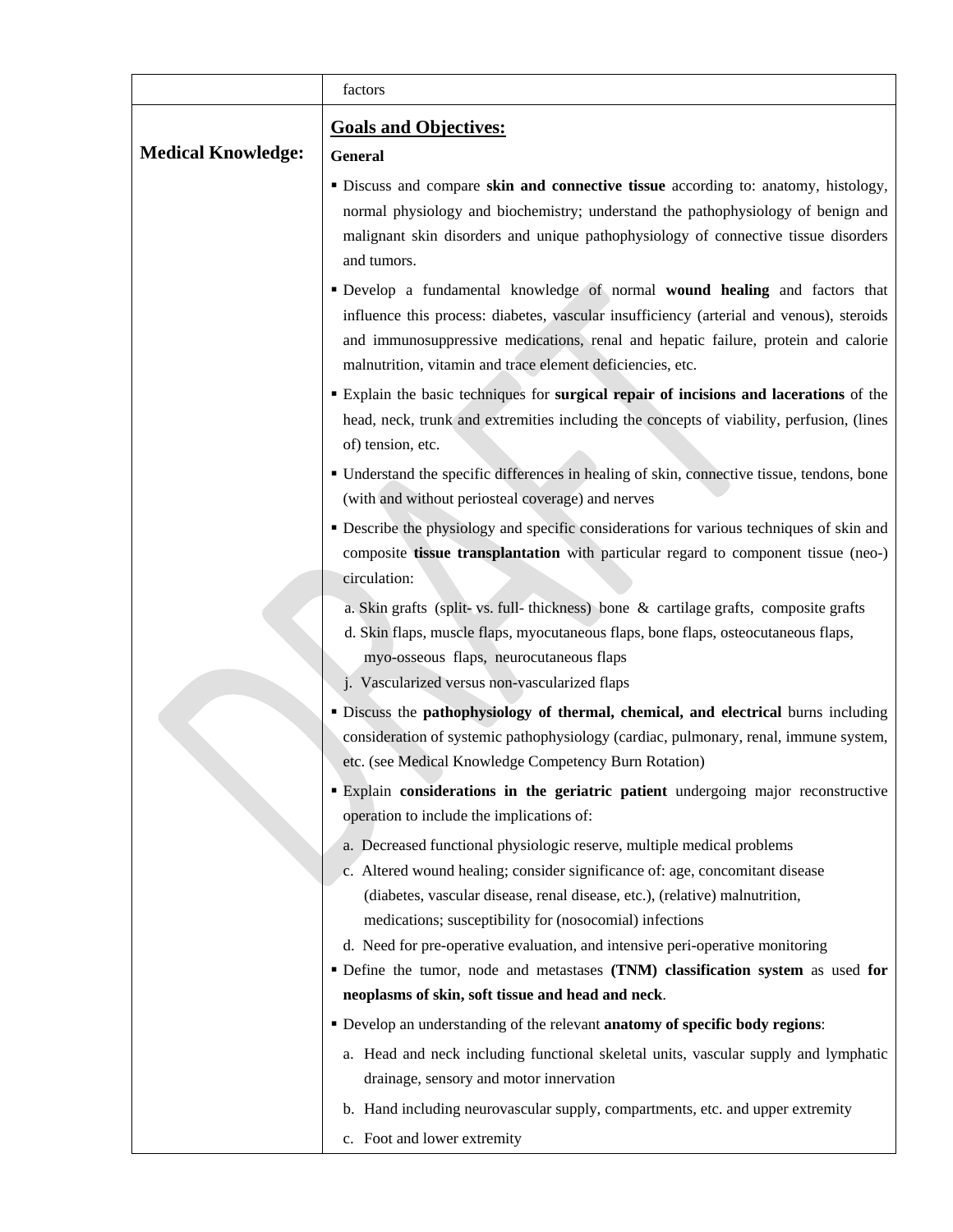| | factors |
|---|---|
| **Medical Knowledge:** | **<u>Goals and Objectives:</u>**<br><br>**General**<br><br>▪ Discuss and compare **skin and connective tissue** according to: anatomy, histology, normal physiology and biochemistry; understand the pathophysiology of benign and malignant skin disorders and unique pathophysiology of connective tissue disorders and tumors.<br><br>▪ Develop a fundamental knowledge of normal **wound healing** and factors that influence this process: diabetes, vascular insufficiency (arterial and venous), steroids and immunosuppressive medications, renal and hepatic failure, protein and calorie malnutrition, vitamin and trace element deficiencies, etc.<br><br>▪ Explain the basic techniques for **surgical repair of incisions and lacerations** of the head, neck, trunk and extremities including the concepts of viability, perfusion, (lines of) tension, etc.<br><br>▪ Understand the specific differences in healing of skin, connective tissue, tendons, bone (with and without periosteal coverage) and nerves<br><br>▪ Describe the physiology and specific considerations for various techniques of skin and composite **tissue transplantation** with particular regard to component tissue (neo-) circulation:<br><br>a. Skin grafts (split- vs. full- thickness) bone & cartilage grafts, composite grafts<br>d. Skin flaps, muscle flaps, myocutaneous flaps, bone flaps, osteocutaneous flaps, myo-osseous flaps, neurocutaneous flaps<br>j. Vascularized versus non-vascularized flaps<br><br>▪ Discuss the **pathophysiology of thermal, chemical, and electrical** burns including consideration of systemic pathophysiology (cardiac, pulmonary, renal, immune system, etc. (see Medical Knowledge Competency Burn Rotation)<br><br>▪ Explain **considerations in the geriatric patient** undergoing major reconstructive operation to include the implications of:<br><br>a. Decreased functional physiologic reserve, multiple medical problems<br>c. Altered wound healing; consider significance of: age, concomitant disease (diabetes, vascular disease, renal disease, etc.), (relative) malnutrition, medications; susceptibility for (nosocomial) infections<br>d. Need for pre-operative evaluation, and intensive peri-operative monitoring<br><br>▪ Define the tumor, node and metastases **(TNM) classification system** as used **for neoplasms of skin, soft tissue and head and neck**.<br><br>▪ Develop an understanding of the relevant **anatomy of specific body regions**:<br><br>a. Head and neck including functional skeletal units, vascular supply and lymphatic drainage, sensory and motor innervation<br><br>b. Hand including neurovascular supply, compartments, etc. and upper extremity<br><br>c. Foot and lower extremity |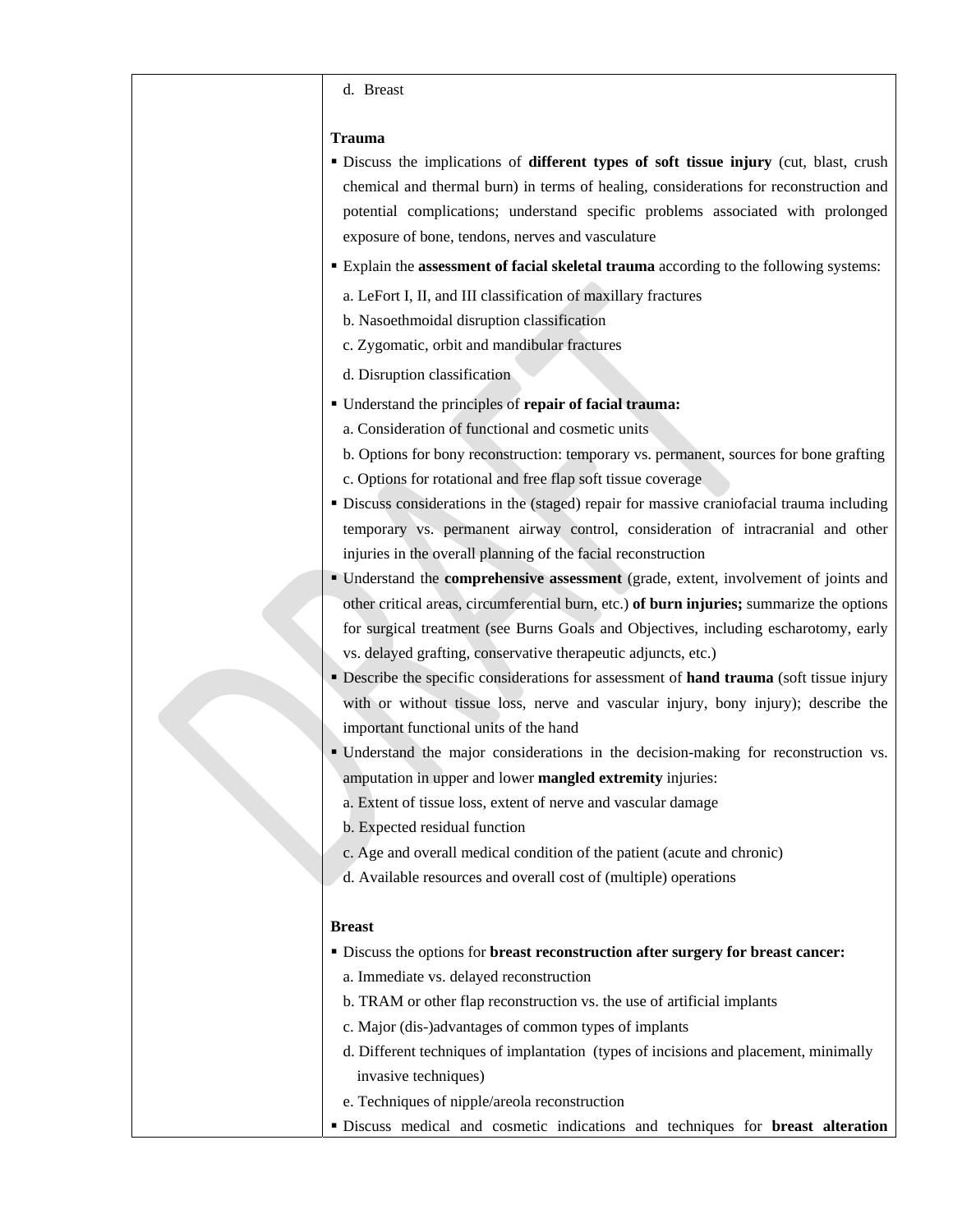| | d. Breast<br><br>**Trauma**<br>▪ Discuss the implications of **different types of soft tissue injury** (cut, blast, crush chemical and thermal burn) in terms of healing, considerations for reconstruction and potential complications; understand specific problems associated with prolonged exposure of bone, tendons, nerves and vasculature<br>▪ Explain the **assessment of facial skeletal trauma** according to the following systems:<br>a. LeFort I, II, and III classification of maxillary fractures<br>b. Nasoethmoidal disruption classification<br>c. Zygomatic, orbit and mandibular fractures<br>d. Disruption classification<br>▪ Understand the principles of **repair of facial trauma:**<br>a. Consideration of functional and cosmetic units<br>b. Options for bony reconstruction: temporary vs. permanent, sources for bone grafting<br>c. Options for rotational and free flap soft tissue coverage<br>▪ Discuss considerations in the (staged) repair for massive craniofacial trauma including temporary vs. permanent airway control, consideration of intracranial and other injuries in the overall planning of the facial reconstruction<br>▪ Understand the **comprehensive assessment** (grade, extent, involvement of joints and other critical areas, circumferential burn, etc.) **of burn injuries;** summarize the options for surgical treatment (see Burns Goals and Objectives, including escharotomy, early vs. delayed grafting, conservative therapeutic adjuncts, etc.)<br>▪ Describe the specific considerations for assessment of **hand trauma** (soft tissue injury with or without tissue loss, nerve and vascular injury, bony injury); describe the important functional units of the hand<br>▪ Understand the major considerations in the decision-making for reconstruction vs. amputation in upper and lower **mangled extremity** injuries:<br>a. Extent of tissue loss, extent of nerve and vascular damage<br>b. Expected residual function<br>c. Age and overall medical condition of the patient (acute and chronic)<br>d. Available resources and overall cost of (multiple) operations<br><br>**Breast**<br>▪ Discuss the options for **breast reconstruction after surgery for breast cancer:**<br>a. Immediate vs. delayed reconstruction<br>b. TRAM or other flap reconstruction vs. the use of artificial implants<br>c. Major (dis-)advantages of common types of implants<br>d. Different techniques of implantation (types of incisions and placement, minimally invasive techniques)<br>e. Techniques of nipple/areola reconstruction<br>▪ Discuss medical and cosmetic indications and techniques for **breast alteration** |
|---|---|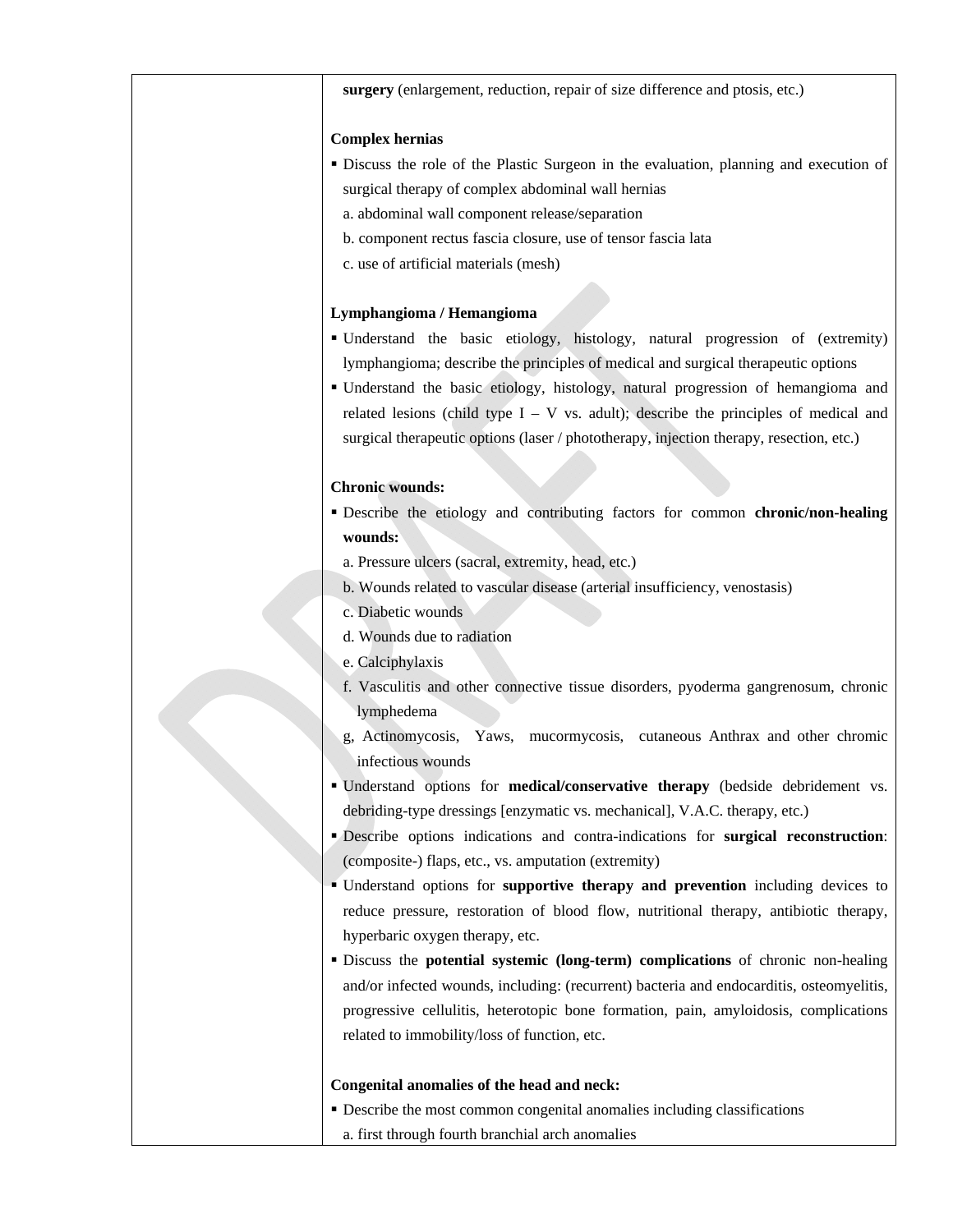| | |
|---|---|
| | **surgery** (enlargement, reduction, repair of size difference and ptosis, etc.)<br><br>**Complex hernias**<br>▪ Discuss the role of the Plastic Surgeon in the evaluation, planning and execution of surgical therapy of complex abdominal wall hernias<br>a. abdominal wall component release/separation<br>b. component rectus fascia closure, use of tensor fascia lata<br>c. use of artificial materials (mesh)<br><br>**Lymphangioma / Hemangioma**<br>▪ Understand the basic etiology, histology, natural progression of (extremity) lymphangioma; describe the principles of medical and surgical therapeutic options<br>▪ Understand the basic etiology, histology, natural progression of hemangioma and related lesions (child type I – V vs. adult); describe the principles of medical and surgical therapeutic options (laser / phototherapy, injection therapy, resection, etc.)<br><br>**Chronic wounds:**<br>▪ Describe the etiology and contributing factors for common **chronic/non-healing wounds:**<br>a. Pressure ulcers (sacral, extremity, head, etc.)<br>b. Wounds related to vascular disease (arterial insufficiency, venostasis)<br>c. Diabetic wounds<br>d. Wounds due to radiation<br>e. Calciphylaxis<br>f. Vasculitis and other connective tissue disorders, pyoderma gangrenosum, chronic lymphedema<br>g, Actinomycosis, Yaws, mucormycosis, cutaneous Anthrax and other chromic infectious wounds<br>▪ Understand options for **medical/conservative therapy** (bedside debridement vs. debriding-type dressings [enzymatic vs. mechanical], V.A.C. therapy, etc.)<br>▪ Describe options indications and contra-indications for **surgical reconstruction**: (composite-) flaps, etc., vs. amputation (extremity)<br>▪ Understand options for **supportive therapy and prevention** including devices to reduce pressure, restoration of blood flow, nutritional therapy, antibiotic therapy, hyperbaric oxygen therapy, etc.<br>▪ Discuss the **potential systemic (long-term) complications** of chronic non-healing and/or infected wounds, including: (recurrent) bacteria and endocarditis, osteomyelitis, progressive cellulitis, heterotopic bone formation, pain, amyloidosis, complications related to immobility/loss of function, etc.<br><br>**Congenital anomalies of the head and neck:**<br>▪ Describe the most common congenital anomalies including classifications<br>a. first through fourth branchial arch anomalies |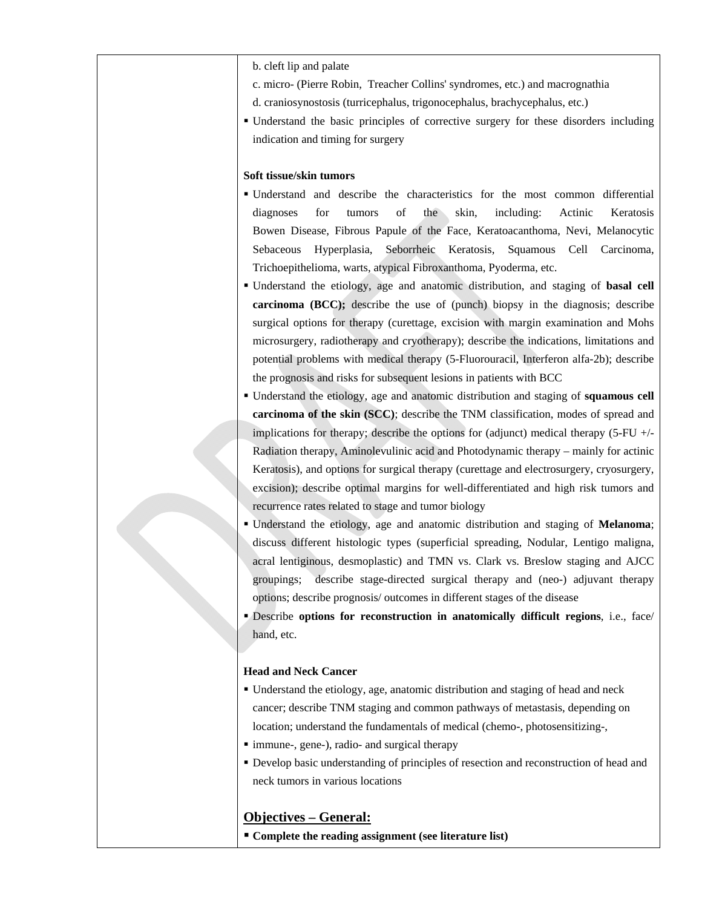b. cleft lip and palate

c. micro- (Pierre Robin, Treacher Collins' syndromes, etc.) and macrognathia

d. craniosynostosis (turricephalus, trigonocephalus, brachycephalus, etc.)

- Understand the basic principles of corrective surgery for these disorders including indication and timing for surgery

**Soft tissue/skin tumors**

- Understand and describe the characteristics for the most common differential diagnoses for tumors of the skin, including: Actinic Keratosis Bowen Disease, Fibrous Papule of the Face, Keratoacanthoma, Nevi, Melanocytic Sebaceous Hyperplasia, Seborrheic Keratosis, Squamous Cell Carcinoma, Trichoepithelioma, warts, atypical Fibroxanthoma, Pyoderma, etc.
- Understand the etiology, age and anatomic distribution, and staging of **basal cell carcinoma (BCC);** describe the use of (punch) biopsy in the diagnosis; describe surgical options for therapy (curettage, excision with margin examination and Mohs microsurgery, radiotherapy and cryotherapy); describe the indications, limitations and potential problems with medical therapy (5-Fluorouracil, Interferon alfa-2b); describe the prognosis and risks for subsequent lesions in patients with BCC
- Understand the etiology, age and anatomic distribution and staging of **squamous cell carcinoma of the skin (SCC)**; describe the TNM classification, modes of spread and implications for therapy; describe the options for (adjunct) medical therapy (5-FU +/- Radiation therapy, Aminolevulinic acid and Photodynamic therapy – mainly for actinic Keratosis), and options for surgical therapy (curettage and electrosurgery, cryosurgery, excision); describe optimal margins for well-differentiated and high risk tumors and recurrence rates related to stage and tumor biology
- Understand the etiology, age and anatomic distribution and staging of **Melanoma**; discuss different histologic types (superficial spreading, Nodular, Lentigo maligna, acral lentiginous, desmoplastic) and TMN vs. Clark vs. Breslow staging and AJCC groupings; describe stage-directed surgical therapy and (neo-) adjuvant therapy options; describe prognosis/ outcomes in different stages of the disease
- Describe **options for reconstruction in anatomically difficult regions**, i.e., face/ hand, etc.

**Head and Neck Cancer**

- Understand the etiology, age, anatomic distribution and staging of head and neck cancer; describe TNM staging and common pathways of metastasis, depending on location; understand the fundamentals of medical (chemo-, photosensitizing-,
- immune-, gene-), radio- and surgical therapy
- Develop basic understanding of principles of resection and reconstruction of head and neck tumors in various locations

## Objectives – General:

- **Complete the reading assignment (see literature list)**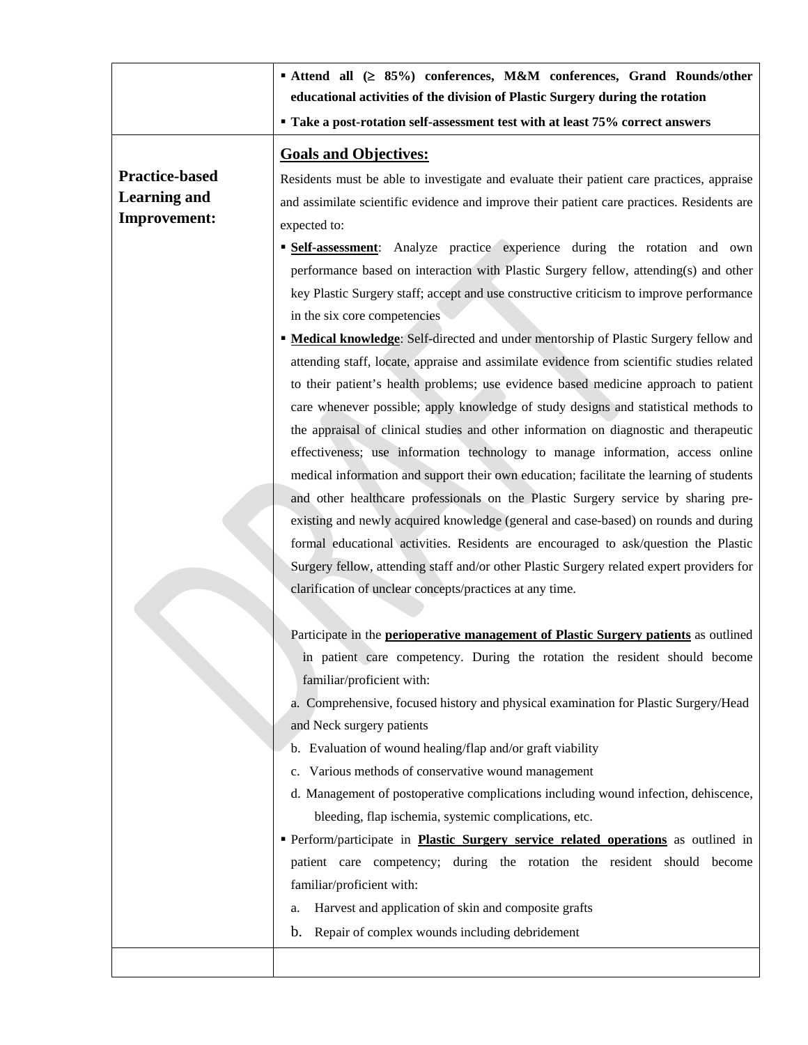| | |
|---|---|
| | ▪ **Attend all (≥ 85%) conferences, M&M conferences, Grand Rounds/other educational activities of the division of Plastic Surgery during the rotation**<br>▪ **Take a post-rotation self-assessment test with at least 75% correct answers** |
| **Practice-based Learning and Improvement:** | **Goals and Objectives:**<br>Residents must be able to investigate and evaluate their patient care practices, appraise and assimilate scientific evidence and improve their patient care practices. Residents are expected to:<br>▪ **Self-assessment**: Analyze practice experience during the rotation and own performance based on interaction with Plastic Surgery fellow, attending(s) and other key Plastic Surgery staff; accept and use constructive criticism to improve performance in the six core competencies<br>▪ **Medical knowledge**: Self-directed and under mentorship of Plastic Surgery fellow and attending staff, locate, appraise and assimilate evidence from scientific studies related to their patient's health problems; use evidence based medicine approach to patient care whenever possible; apply knowledge of study designs and statistical methods to the appraisal of clinical studies and other information on diagnostic and therapeutic effectiveness; use information technology to manage information, access online medical information and support their own education; facilitate the learning of students and other healthcare professionals on the Plastic Surgery service by sharing pre-existing and newly acquired knowledge (general and case-based) on rounds and during formal educational activities. Residents are encouraged to ask/question the Plastic Surgery fellow, attending staff and/or other Plastic Surgery related expert providers for clarification of unclear concepts/practices at any time.<br><br>Participate in the **perioperative management of Plastic Surgery patients** as outlined in patient care competency. During the rotation the resident should become familiar/proficient with:<br>a. Comprehensive, focused history and physical examination for Plastic Surgery/Head and Neck surgery patients<br>b. Evaluation of wound healing/flap and/or graft viability<br>c. Various methods of conservative wound management<br>d. Management of postoperative complications including wound infection, dehiscence, bleeding, flap ischemia, systemic complications, etc.<br>▪ Perform/participate in **Plastic Surgery service related operations** as outlined in patient care competency; during the rotation the resident should become familiar/proficient with:<br>a. Harvest and application of skin and composite grafts<br>b. Repair of complex wounds including debridement |
| | |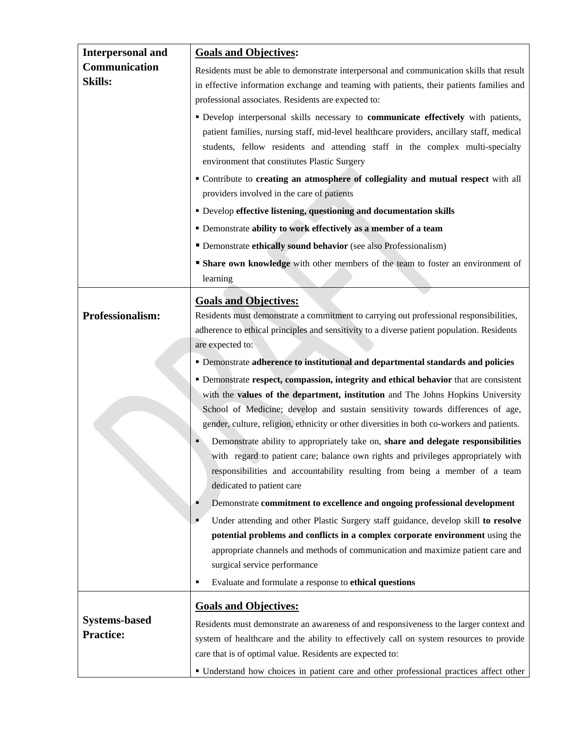| | |
|---|---|
| **Interpersonal and Communication Skills:** | **Goals and Objectives:**<br>Residents must be able to demonstrate interpersonal and communication skills that result in effective information exchange and teaming with patients, their patients families and professional associates. Residents are expected to:<br>▪ Develop interpersonal skills necessary to **communicate effectively** with patients, patient families, nursing staff, mid-level healthcare providers, ancillary staff, medical students, fellow residents and attending staff in the complex multi-specialty environment that constitutes Plastic Surgery<br>▪ Contribute to **creating an atmosphere of collegiality and mutual respect** with all providers involved in the care of patients<br>▪ Develop **effective listening, questioning and documentation skills**<br>▪ Demonstrate **ability to work effectively as a member of a team**<br>▪ Demonstrate **ethically sound behavior** (see also Professionalism)<br>▪ **Share own knowledge** with other members of the team to foster an environment of learning |
| **Professionalism:** | **Goals and Objectives:**<br>Residents must demonstrate a commitment to carrying out professional responsibilities, adherence to ethical principles and sensitivity to a diverse patient population. Residents are expected to:<br>▪ Demonstrate **adherence to institutional and departmental standards and policies**<br>▪ Demonstrate **respect, compassion, integrity and ethical behavior** that are consistent with the **values of the department, institution** and The Johns Hopkins University School of Medicine; develop and sustain sensitivity towards differences of age, gender, culture, religion, ethnicity or other diversities in both co-workers and patients.<br>▪ Demonstrate ability to appropriately take on, **share and delegate responsibilities** with regard to patient care; balance own rights and privileges appropriately with responsibilities and accountability resulting from being a member of a team dedicated to patient care<br>▪ Demonstrate **commitment to excellence and ongoing professional development**<br>▪ Under attending and other Plastic Surgery staff guidance, develop skill **to resolve potential problems and conflicts in a complex corporate environment** using the appropriate channels and methods of communication and maximize patient care and surgical service performance<br>▪ Evaluate and formulate a response to **ethical questions** |
| **Systems-based Practice:** | **Goals and Objectives:**<br>Residents must demonstrate an awareness of and responsiveness to the larger context and system of healthcare and the ability to effectively call on system resources to provide care that is of optimal value. Residents are expected to:<br>▪ Understand how choices in patient care and other professional practices affect other |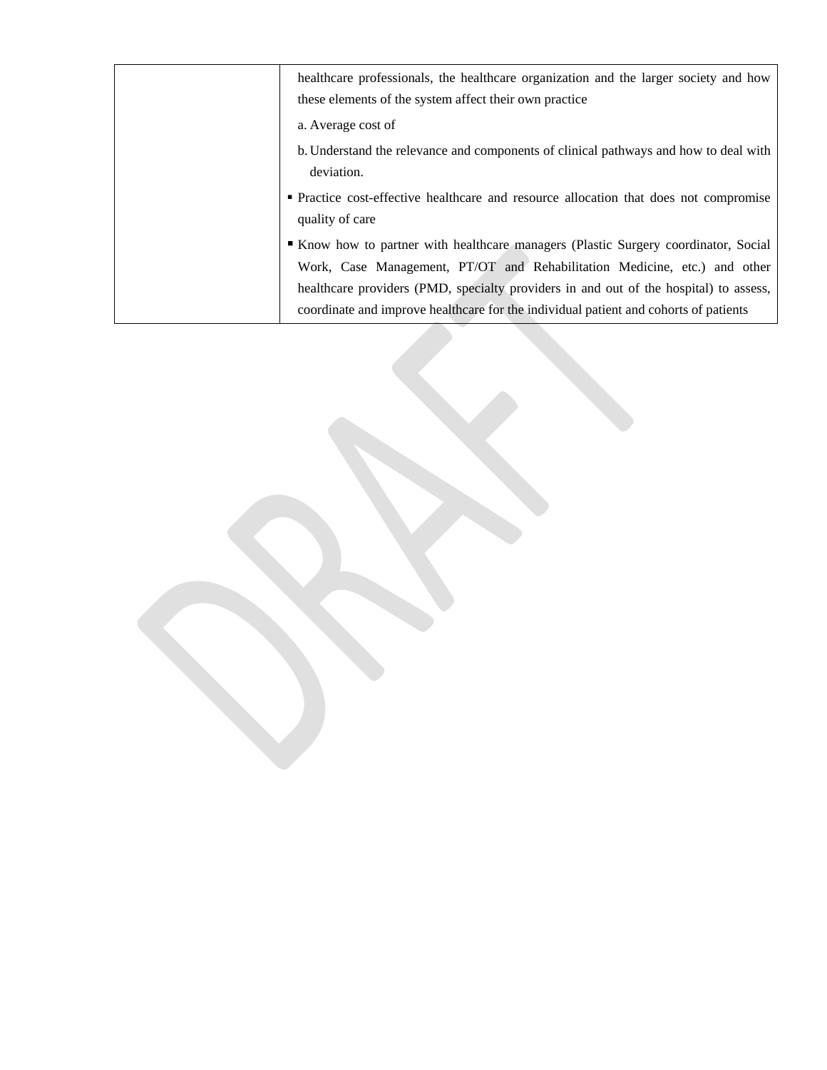| | |
|---|---|
| | healthcare professionals, the healthcare organization and the larger society and how these elements of the system affect their own practice<br>a. Average cost of<br>b. Understand the relevance and components of clinical pathways and how to deal with deviation.<br>▪ Practice cost-effective healthcare and resource allocation that does not compromise quality of care<br>▪ Know how to partner with healthcare managers (Plastic Surgery coordinator, Social Work, Case Management, PT/OT and Rehabilitation Medicine, etc.) and other healthcare providers (PMD, specialty providers in and out of the hospital) to assess, coordinate and improve healthcare for the individual patient and cohorts of patients |